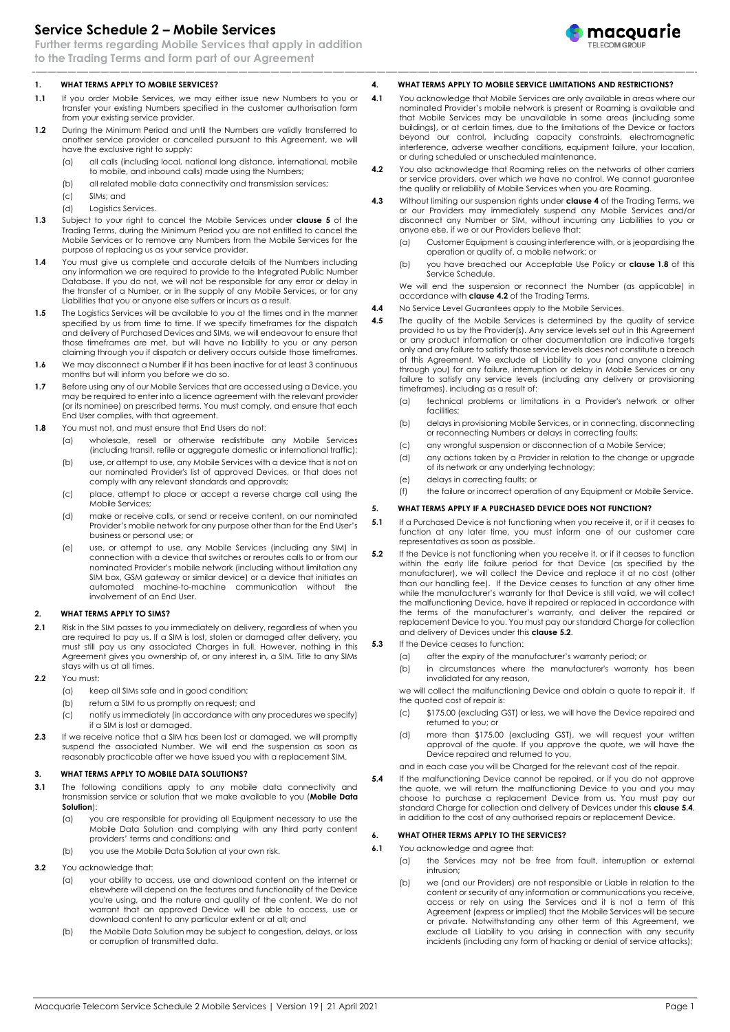# Service Schedule 2 – Mobile Services

**Further terms regarding Mobile Services that apply in addition to the Trading Terms and form part of our Agreement**

## 1. WHAT TERMS APPLY TO MOBILE SERVICES?

**1.1** If you order Mobile Services, we may either issue new Numbers to you or transfer your existing Numbers specified in the customer authorisation form from your existing service provider.

**1.2** During the Minimum Period and until the Numbers are validly transferred to another service provider or cancelled pursuant to this Agreement, we will have the exclusive right to supply:

- (a) all calls (including local, national long distance, international, mobile to mobile, and inbound calls) made using the Numbers;
- (b) all related mobile data connectivity and transmission services;
- (c) SIMs; and
- (d) Logistics Services.

**1.3** Subject to your right to cancel the Mobile Services under **clause 5** of the Trading Terms, during the Minimum Period you are not entitled to cancel the Mobile Services or to remove any Numbers from the Mobile Services for the purpose of replacing us as your service provider.

**1.4** You must give us complete and accurate details of the Numbers including any information we are required to provide to the Integrated Public Number Database. If you do not, we will not be responsible for any error or delay in the transfer of a Number, or in the supply of any Mobile Services, or for any Liabilities that you or anyone else suffers or incurs as a result.

**1.5** The Logistics Services will be available to you at the times and in the manner specified by us from time to time. If we specify timeframes for the dispatch and delivery of Purchased Devices and SIMs, we will endeavour to ensure that those timeframes are met, but will have no liability to you or any person claiming through you if dispatch or delivery occurs outside those timeframes.

**1.6** We may disconnect a Number if it has been inactive for at least 3 continuous months but will inform you before we do so.

**1.7** Before using any of our Mobile Services that are accessed using a Device, you may be required to enter into a licence agreement with the relevant provider (or its nominee) on prescribed terms. You must comply, and ensure that each End User complies, with that agreement.

**1.8** You must not, and must ensure that End Users do not:

- (a) wholesale, resell or otherwise redistribute any Mobile Services (including transit, refile or aggregate domestic or international traffic);
- (b) use, or attempt to use, any Mobile Services with a device that is not on our nominated Provider's list of approved Devices, or that does not comply with any relevant standards and approvals;
- (c) place, attempt to place or accept a reverse charge call using the Mobile Services;
- (d) make or receive calls, or send or receive content, on our nominated Provider's mobile network for any purpose other than for the End User's business or personal use; or
- (e) use, or attempt to use, any Mobile Services (including any SIM) in connection with a device that switches or reroutes calls to or from our nominated Provider's mobile network (including without limitation any SIM box, GSM gateway or similar device) or a device that initiates an automated machine-to-machine communication without the involvement of an End User.

## 2. WHAT TERMS APPLY TO SIMS?

**2.1** Risk in the SIM passes to you immediately on delivery, regardless of when you are required to pay us. If a SIM is lost, stolen or damaged after delivery, you must still pay us any associated Charges in full. However, nothing in this Agreement gives you ownership of, or any interest in, a SIM. Title to any SIMs stays with us at all times.

**2.2** You must:

- (a) keep all SIMs safe and in good condition;
- (b) return a SIM to us promptly on request; and
- (c) notify us immediately (in accordance with any procedures we specify) if a SIM is lost or damaged.

**2.3** If we receive notice that a SIM has been lost or damaged, we will promptly suspend the associated Number. We will end the suspension as soon as reasonably practicable after we have issued you with a replacement SIM.

## 3. WHAT TERMS APPLY TO MOBILE DATA SOLUTIONS?

**3.1** The following conditions apply to any mobile data connectivity and transmission service or solution that we make available to you (**Mobile Data Solution**):

- (a) you are responsible for providing all Equipment necessary to use the Mobile Data Solution and complying with any third party content providers' terms and conditions; and
- (b) you use the Mobile Data Solution at your own risk.

**3.2** You acknowledge that:

- (a) your ability to access, use and download content on the internet or elsewhere will depend on the features and functionality of the Device you're using, and the nature and quality of the content. We do not warrant that an approved Device will be able to access, use or download content to any particular extent or at all; and
- (b) the Mobile Data Solution may be subject to congestion, delays, or loss or corruption of transmitted data.

## 4. WHAT TERMS APPLY TO MOBILE SERVICE LIMITATIONS AND RESTRICTIONS?

**4.1** You acknowledge that Mobile Services are only available in areas where our nominated Provider's mobile network is present or Roaming is available and that Mobile Services may be unavailable in some areas (including some buildings), or at certain times, due to the limitations of the Device or factors beyond our control, including capacity constraints, electromagnetic interference, adverse weather conditions, equipment failure, your location, or during scheduled or unscheduled maintenance.

**4.2** You also acknowledge that Roaming relies on the networks of other carriers or service providers, over which we have no control. We cannot guarantee the quality or reliability of Mobile Services when you are Roaming.

**4.3** Without limiting our suspension rights under **clause 4** of the Trading Terms, we or our Providers may immediately suspend any Mobile Services and/or disconnect any Number or SIM, without incurring any Liabilities to you or anyone else, if we or our Providers believe that:

- (a) Customer Equipment is causing interference with, or is jeopardising the operation or quality of, a mobile network; or
- (b) you have breached our Acceptable Use Policy or **clause 1.8** of this Service Schedule.

We will end the suspension or reconnect the Number (as applicable) in accordance with **clause 4.2** of the Trading Terms.

**4.4** No Service Level Guarantees apply to the Mobile Services.

**4.5** The quality of the Mobile Services is determined by the quality of service provided to us by the Provider(s). Any service levels set out in this Agreement or any product information or other documentation are indicative targets only and any failure to satisfy those service levels does not constitute a breach of this Agreement. We exclude all Liability to you (and anyone claiming through you) for any failure, interruption or delay in Mobile Services or any failure to satisfy any service levels (including any delivery or provisioning timeframes), including as a result of:

- (a) technical problems or limitations in a Provider's network or other facilities;
- (b) delays in provisioning Mobile Services, or in connecting, disconnecting or reconnecting Numbers or delays in correcting faults;
- (c) any wrongful suspension or disconnection of a Mobile Service;
- (d) any actions taken by a Provider in relation to the change or upgrade of its network or any underlying technology;
- (e) delays in correcting faults; or
- (f) the failure or incorrect operation of any Equipment or Mobile Service.

## 5. WHAT TERMS APPLY IF A PURCHASED DEVICE DOES NOT FUNCTION?

**5.1** If a Purchased Device is not functioning when you receive it, or if it ceases to function at any later time, you must inform one of our customer care representatives as soon as possible.

**5.2** If the Device is not functioning when you receive it, or if it ceases to function within the early life failure period for that Device (as specified by the manufacturer), we will collect the Device and replace it at no cost (other than our handling fee). If the Device ceases to function at any other time while the manufacturer's warranty for that Device is still valid, we will collect the malfunctioning Device, have it repaired or replaced in accordance with the terms of the manufacturer's warranty, and deliver the repaired or replacement Device to you. You must pay our standard Charge for collection and delivery of Devices under this **clause 5.2**.

**5.3** If the Device ceases to function:

- (a) after the expiry of the manufacturer's warranty period; or
- (b) in circumstances where the manufacturer's warranty has been invalidated for any reason,

we will collect the malfunctioning Device and obtain a quote to repair it. If the quoted cost of repair is:

- (c) $175.00 (excluding GST) or less, we will have the Device repaired and returned to you; or
- (d) more than $175.00 (excluding GST), we will request your written approval of the quote. If you approve the quote, we will have the Device repaired and returned to you,

and in each case you will be Charged for the relevant cost of the repair.

**5.4** If the malfunctioning Device cannot be repaired, or if you do not approve the quote, we will return the malfunctioning Device to you and you may choose to purchase a replacement Device from us. You must pay our standard Charge for collection and delivery of Devices under this **clause 5.4**, in addition to the cost of any authorised repairs or replacement Device.

## 6. WHAT OTHER TERMS APPLY TO THE SERVICES?

**6.1** You acknowledge and agree that:

- (a) the Services may not be free from fault, interruption or external intrusion;
- (b) we (and our Providers) are not responsible or Liable in relation to the content or security of any information or communications you receive, access or rely on using the Services and it is not a term of this Agreement (express or implied) that the Mobile Services will be secure or private. Notwithstanding any other term of this Agreement, we exclude all Liability to you arising in connection with any security incidents (including any form of hacking or denial of service attacks);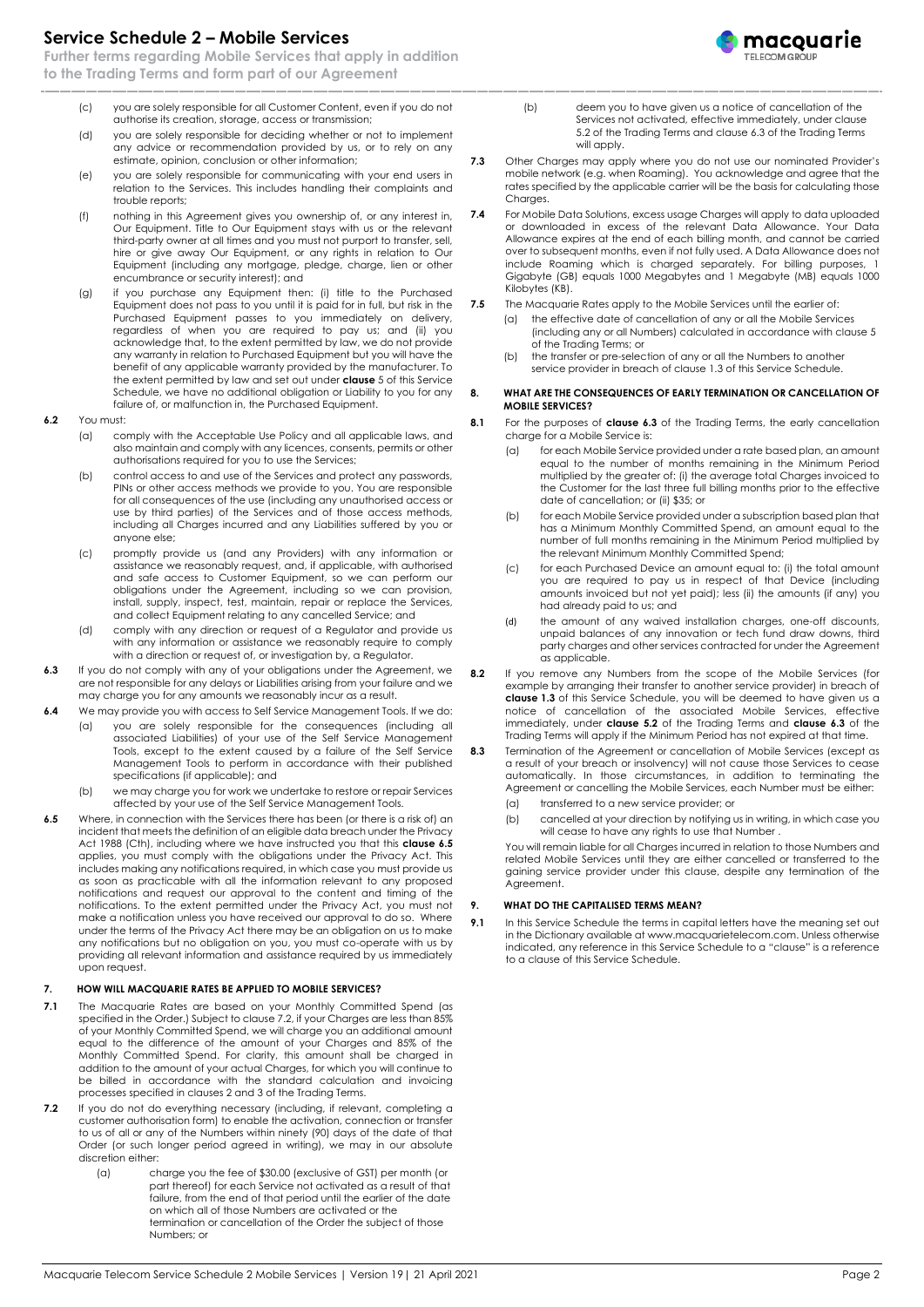# Service Schedule 2 – Mobile Services

**Further terms regarding Mobile Services that apply in addition to the Trading Terms and form part of our Agreement**

(c) you are solely responsible for all Customer Content, even if you do not authorise its creation, storage, access or transmission;

(d) you are solely responsible for deciding whether or not to implement any advice or recommendation provided by us, or to rely on any estimate, opinion, conclusion or other information;

(e) you are solely responsible for communicating with your end users in relation to the Services. This includes handling their complaints and trouble reports;

(f) nothing in this Agreement gives you ownership of, or any interest in, Our Equipment. Title to Our Equipment stays with us or the relevant third-party owner at all times and you must not purport to transfer, sell, hire or give away Our Equipment, or any rights in relation to Our Equipment (including any mortgage, pledge, charge, lien or other encumbrance or security interest); and

(g) if you purchase any Equipment then: (i) title to the Purchased Equipment does not pass to you until it is paid for in full, but risk in the Purchased Equipment passes to you immediately on delivery, regardless of when you are required to pay us; and (ii) you acknowledge that, to the extent permitted by law, we do not provide any warranty in relation to Purchased Equipment but you will have the benefit of any applicable warranty provided by the manufacturer. To the extent permitted by law and set out under **clause** 5 of this Service Schedule, we have no additional obligation or Liability to you for any failure of, or malfunction in, the Purchased Equipment.

**6.2** You must:

(a) comply with the Acceptable Use Policy and all applicable laws, and also maintain and comply with any licences, consents, permits or other authorisations required for you to use the Services;

(b) control access to and use of the Services and protect any passwords, PINs or other access methods we provide to you. You are responsible for all consequences of the use (including any unauthorised access or use by third parties) of the Services and of those access methods, including all Charges incurred and any Liabilities suffered by you or anyone else;

(c) promptly provide us (and any Providers) with any information or assistance we reasonably request, and, if applicable, with authorised and safe access to Customer Equipment, so we can perform our obligations under the Agreement, including so we can provision, install, supply, inspect, test, maintain, repair or replace the Services, and collect Equipment relating to any cancelled Service; and

(d) comply with any direction or request of a Regulator and provide us with any information or assistance we reasonably require to comply with a direction or request of, or investigation by, a Regulator.

**6.3** If you do not comply with any of your obligations under the Agreement, we are not responsible for any delays or Liabilities arising from your failure and we may charge you for any amounts we reasonably incur as a result.

**6.4** We may provide you with access to Self Service Management Tools. If we do:

(a) you are solely responsible for the consequences (including all associated Liabilities) of your use of the Self Service Management Tools, except to the extent caused by a failure of the Self Service Management Tools to perform in accordance with their published specifications (if applicable); and

(b) we may charge you for work we undertake to restore or repair Services affected by your use of the Self Service Management Tools.

**6.5** Where, in connection with the Services there has been (or there is a risk of) an incident that meets the definition of an eligible data breach under the Privacy Act 1988 (Cth), including where we have instructed you that this **clause 6.5** applies, you must comply with the obligations under the Privacy Act. This includes making any notifications required, in which case you must provide us as soon as practicable with all the information relevant to any proposed notifications and request our approval to the content and timing of the notifications. To the extent permitted under the Privacy Act, you must not make a notification unless you have received our approval to do so. Where under the terms of the Privacy Act there may be an obligation on us to make any notifications but no obligation on you, you must co-operate with us by providing all relevant information and assistance required by us immediately upon request.

## 7. HOW WILL MACQUARIE RATES BE APPLIED TO MOBILE SERVICES?

**7.1** The Macquarie Rates are based on your Monthly Committed Spend (as specified in the Order.) Subject to clause 7.2, if your Charges are less than 85% of your Monthly Committed Spend, we will charge you an additional amount equal to the difference of the amount of your Charges and 85% of the Monthly Committed Spend. For clarity, this amount shall be charged in addition to the amount of your actual Charges, for which you will continue to be billed in accordance with the standard calculation and invoicing processes specified in clauses 2 and 3 of the Trading Terms.

**7.2** If you do not do everything necessary (including, if relevant, completing a customer authorisation form) to enable the activation, connection or transfer to us of all or any of the Numbers within ninety (90) days of the date of that Order (or such longer period agreed in writing), we may in our absolute discretion either:

(a) charge you the fee of $30.00 (exclusive of GST) per month (or part thereof) for each Service not activated as a result of that failure, from the end of that period until the earlier of the date on which all of those Numbers are activated or the termination or cancellation of the Order the subject of those Numbers; or

(b) deem you to have given us a notice of cancellation of the Services not activated, effective immediately, under clause 5.2 of the Trading Terms and clause 6.3 of the Trading Terms will apply.

**7.3** Other Charges may apply where you do not use our nominated Provider's mobile network (e.g. when Roaming). You acknowledge and agree that the rates specified by the applicable carrier will be the basis for calculating those Charges.

**7.4** For Mobile Data Solutions, excess usage Charges will apply to data uploaded or downloaded in excess of the relevant Data Allowance. Your Data Allowance expires at the end of each billing month, and cannot be carried over to subsequent months, even if not fully used. A Data Allowance does not include Roaming which is charged separately. For billing purposes, 1 Gigabyte (GB) equals 1000 Megabytes and 1 Megabyte (MB) equals 1000 Kilobytes (KB).

**7.5** The Macquarie Rates apply to the Mobile Services until the earlier of:

(a) the effective date of cancellation of any or all the Mobile Services (including any or all Numbers) calculated in accordance with clause 5 of the Trading Terms; or

(b) the transfer or pre-selection of any or all the Numbers to another service provider in breach of clause 1.3 of this Service Schedule.

## 8. WHAT ARE THE CONSEQUENCES OF EARLY TERMINATION OR CANCELLATION OF MOBILE SERVICES?

**8.1** For the purposes of **clause 6.3** of the Trading Terms, the early cancellation charge for a Mobile Service is:

(a) for each Mobile Service provided under a rate based plan, an amount equal to the number of months remaining in the Minimum Period multiplied by the greater of: (i) the average total Charges invoiced to the Customer for the last three full billing months prior to the effective date of cancellation; or (ii) $35; or

(b) for each Mobile Service provided under a subscription based plan that has a Minimum Monthly Committed Spend, an amount equal to the number of full months remaining in the Minimum Period multiplied by the relevant Minimum Monthly Committed Spend;

(c) for each Purchased Device an amount equal to: (i) the total amount you are required to pay us in respect of that Device (including amounts invoiced but not yet paid); less (ii) the amounts (if any) you had already paid to us; and

(d) the amount of any waived installation charges, one-off discounts, unpaid balances of any innovation or tech fund draw downs, third party charges and other services contracted for under the Agreement as applicable.

**8.2** If you remove any Numbers from the scope of the Mobile Services (for example by arranging their transfer to another service provider) in breach of **clause 1.3** of this Service Schedule, you will be deemed to have given us a notice of cancellation of the associated Mobile Services, effective immediately, under **clause 5.2** of the Trading Terms and **clause 6.3** of the Trading Terms will apply if the Minimum Period has not expired at that time.

**8.3** Termination of the Agreement or cancellation of Mobile Services (except as a result of your breach or insolvency) will not cause those Services to cease automatically. In those circumstances, in addition to terminating the Agreement or cancelling the Mobile Services, each Number must be either:

(a) transferred to a new service provider; or

(b) cancelled at your direction by notifying us in writing, in which case you will cease to have any rights to use that Number .

You will remain liable for all Charges incurred in relation to those Numbers and related Mobile Services until they are either cancelled or transferred to the gaining service provider under this clause, despite any termination of the Agreement.

## 9. WHAT DO THE CAPITALISED TERMS MEAN?

**9.1** In this Service Schedule the terms in capital letters have the meaning set out in the Dictionary available at www.macquarietelecom.com. Unless otherwise indicated, any reference in this Service Schedule to a "clause" is a reference to a clause of this Service Schedule.